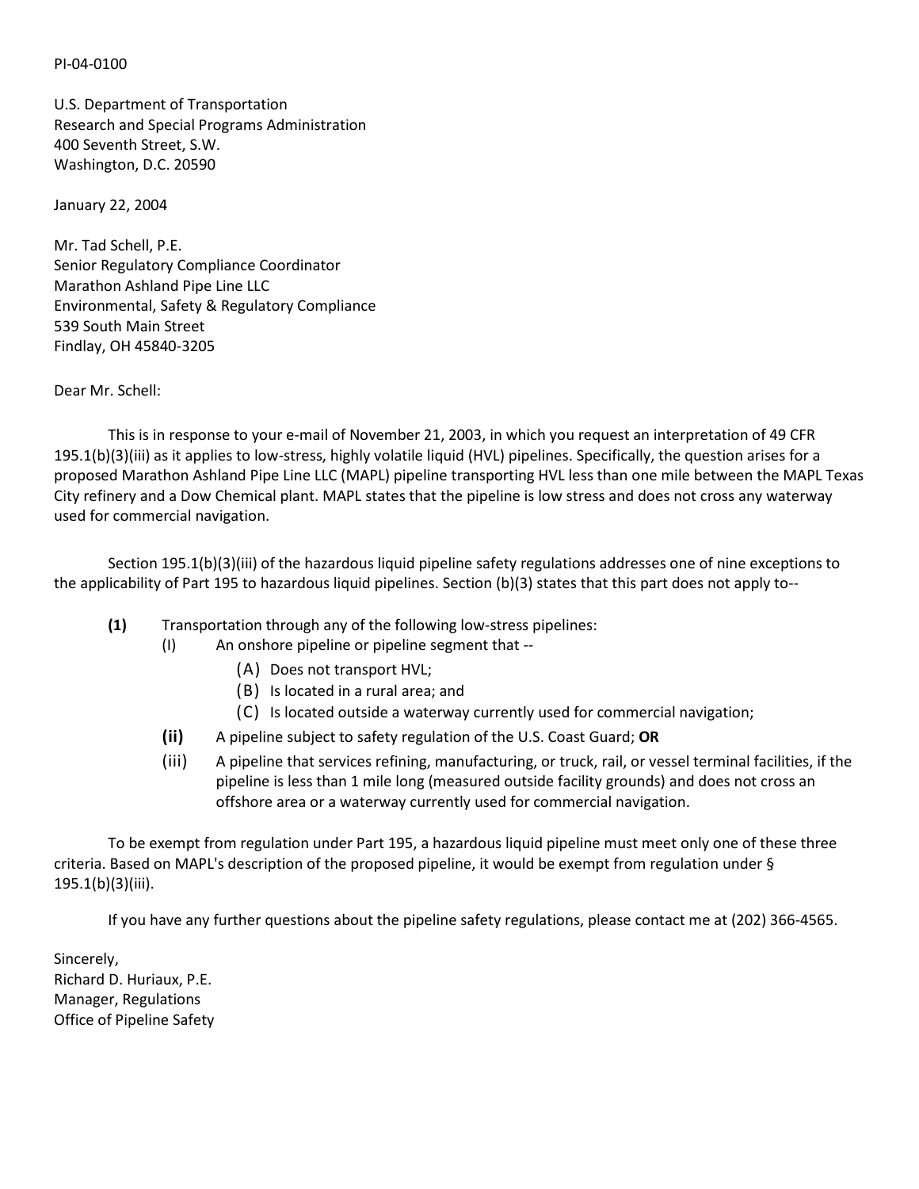PI-04-0100

U.S. Department of Transportation
Research and Special Programs Administration
400 Seventh Street, S.W.
Washington, D.C. 20590

January 22, 2004

Mr. Tad Schell, P.E.
Senior Regulatory Compliance Coordinator
Marathon Ashland Pipe Line LLC
Environmental, Safety & Regulatory Compliance
539 South Main Street
Findlay, OH 45840-3205

Dear Mr. Schell:

This is in response to your e-mail of November 21, 2003, in which you request an interpretation of 49 CFR 195.1(b)(3)(iii) as it applies to low-stress, highly volatile liquid (HVL) pipelines. Specifically, the question arises for a proposed Marathon Ashland Pipe Line LLC (MAPL) pipeline transporting HVL less than one mile between the MAPL Texas City refinery and a Dow Chemical plant. MAPL states that the pipeline is low stress and does not cross any waterway used for commercial navigation.

Section 195.1(b)(3)(iii) of the hazardous liquid pipeline safety regulations addresses one of nine exceptions to the applicability of Part 195 to hazardous liquid pipelines. Section (b)(3) states that this part does not apply to--

- **(1)** Transportation through any of the following low-stress pipelines:
  - (I) An onshore pipeline or pipeline segment that --
    - (A) Does not transport HVL;
    - (B) Is located in a rural area; and
    - (C) Is located outside a waterway currently used for commercial navigation;
  - **(ii)** A pipeline subject to safety regulation of the U.S. Coast Guard; **OR**
  - (iii) A pipeline that services refining, manufacturing, or truck, rail, or vessel terminal facilities, if the pipeline is less than 1 mile long (measured outside facility grounds) and does not cross an offshore area or a waterway currently used for commercial navigation.

To be exempt from regulation under Part 195, a hazardous liquid pipeline must meet only one of these three criteria. Based on MAPL's description of the proposed pipeline, it would be exempt from regulation under § 195.1(b)(3)(iii).

If you have any further questions about the pipeline safety regulations, please contact me at (202) 366-4565.

Sincerely,
Richard D. Huriaux, P.E.
Manager, Regulations
Office of Pipeline Safety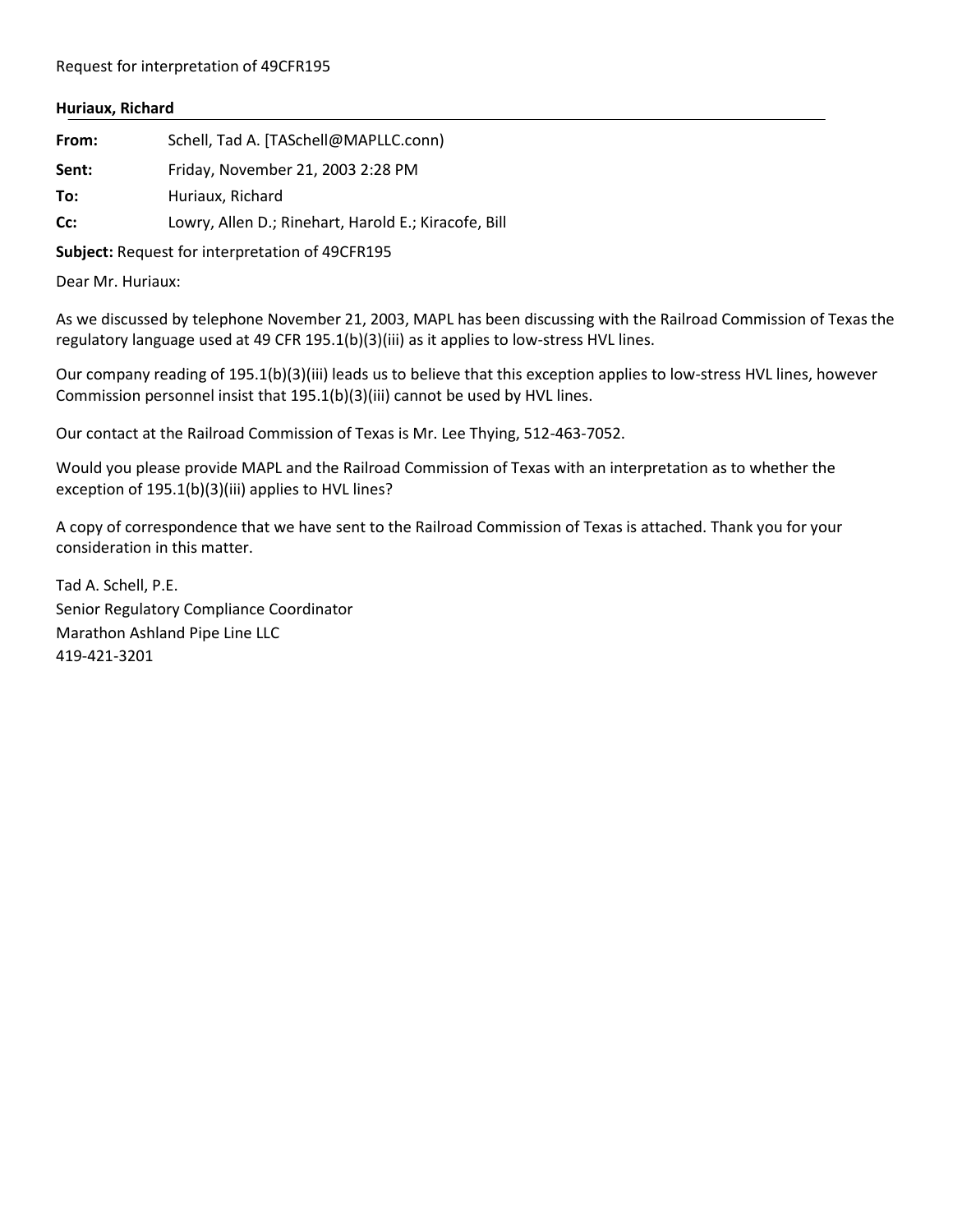Request for interpretation of 49CFR195

**Huriaux, Richard**

**From:** Schell, Tad A. [TASchell@MAPLLC.conn]

**Sent:** Friday, November 21, 2003 2:28 PM

**To:** Huriaux, Richard

**Cc:** Lowry, Allen D.; Rinehart, Harold E.; Kiracofe, Bill

**Subject:** Request for interpretation of 49CFR195

Dear Mr. Huriaux:

As we discussed by telephone November 21, 2003, MAPL has been discussing with the Railroad Commission of Texas the regulatory language used at 49 CFR 195.1(b)(3)(iii) as it applies to low-stress HVL lines.

Our company reading of 195.1(b)(3)(iii) leads us to believe that this exception applies to low-stress HVL lines, however Commission personnel insist that 195.1(b)(3)(iii) cannot be used by HVL lines.

Our contact at the Railroad Commission of Texas is Mr. Lee Thying, 512-463-7052.

Would you please provide MAPL and the Railroad Commission of Texas with an interpretation as to whether the exception of 195.1(b)(3)(iii) applies to HVL lines?

A copy of correspondence that we have sent to the Railroad Commission of Texas is attached. Thank you for your consideration in this matter.

Tad A. Schell, P.E.
Senior Regulatory Compliance Coordinator
Marathon Ashland Pipe Line LLC
419-421-3201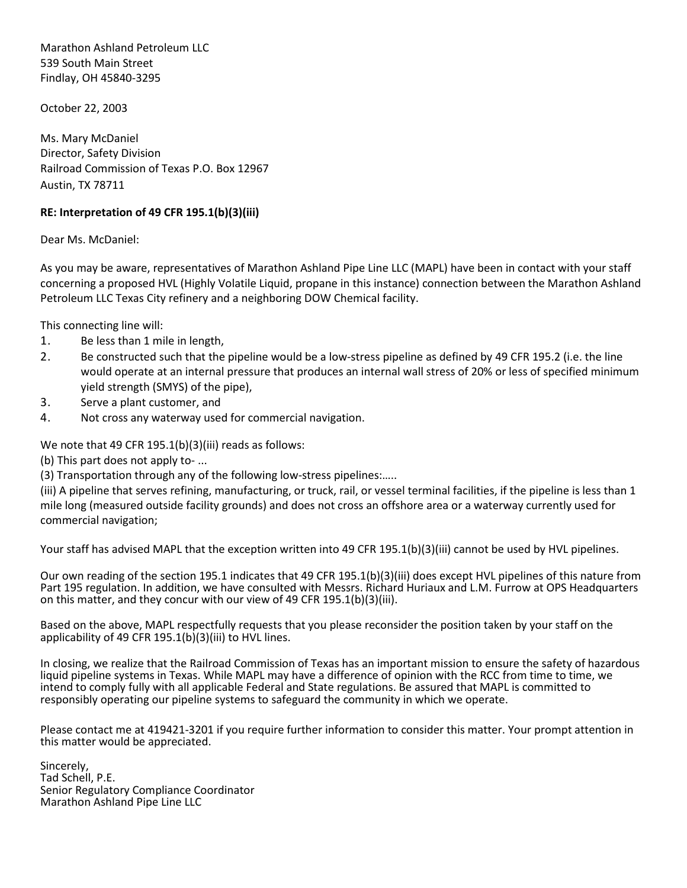Marathon Ashland Petroleum LLC
539 South Main Street
Findlay, OH 45840-3295

October 22, 2003

Ms. Mary McDaniel
Director, Safety Division
Railroad Commission of Texas P.O. Box 12967
Austin, TX 78711

**RE: Interpretation of 49 CFR 195.1(b)(3)(iii)**

Dear Ms. McDaniel:

As you may be aware, representatives of Marathon Ashland Pipe Line LLC (MAPL) have been in contact with your staff concerning a proposed HVL (Highly Volatile Liquid, propane in this instance) connection between the Marathon Ashland Petroleum LLC Texas City refinery and a neighboring DOW Chemical facility.

This connecting line will:

1. Be less than 1 mile in length,
2. Be constructed such that the pipeline would be a low-stress pipeline as defined by 49 CFR 195.2 (i.e. the line would operate at an internal pressure that produces an internal wall stress of 20% or less of specified minimum yield strength (SMYS) of the pipe),
3. Serve a plant customer, and
4. Not cross any waterway used for commercial navigation.

We note that 49 CFR 195.1(b)(3)(iii) reads as follows:

(b) This part does not apply to- ...

(3) Transportation through any of the following low-stress pipelines:.....

(iii) A pipeline that serves refining, manufacturing, or truck, rail, or vessel terminal facilities, if the pipeline is less than 1 mile long (measured outside facility grounds) and does not cross an offshore area or a waterway currently used for commercial navigation;

Your staff has advised MAPL that the exception written into 49 CFR 195.1(b)(3)(iii) cannot be used by HVL pipelines.

Our own reading of the section 195.1 indicates that 49 CFR 195.1(b)(3)(iii) does except HVL pipelines of this nature from Part 195 regulation. In addition, we have consulted with Messrs. Richard Huriaux and L.M. Furrow at OPS Headquarters on this matter, and they concur with our view of 49 CFR 195.1(b)(3)(iii).

Based on the above, MAPL respectfully requests that you please reconsider the position taken by your staff on the applicability of 49 CFR 195.1(b)(3)(iii) to HVL lines.

In closing, we realize that the Railroad Commission of Texas has an important mission to ensure the safety of hazardous liquid pipeline systems in Texas. While MAPL may have a difference of opinion with the RCC from time to time, we intend to comply fully with all applicable Federal and State regulations. Be assured that MAPL is committed to responsibly operating our pipeline systems to safeguard the community in which we operate.

Please contact me at 419421-3201 if you require further information to consider this matter. Your prompt attention in this matter would be appreciated.

Sincerely,
Tad Schell, P.E.
Senior Regulatory Compliance Coordinator
Marathon Ashland Pipe Line LLC